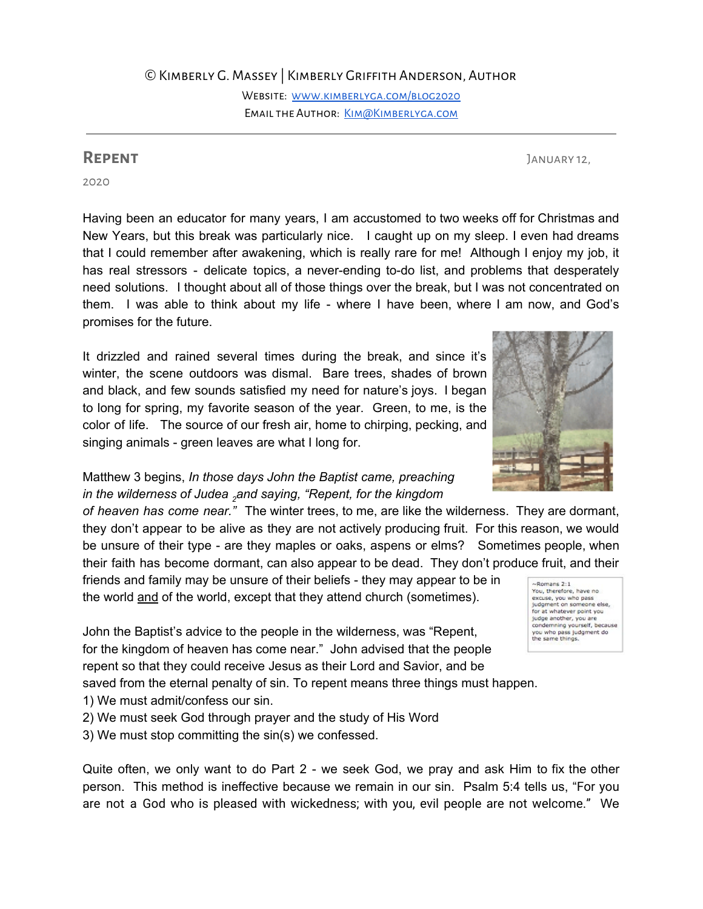© Kimberly G. Massey | Kimberly Griffith Anderson, Author

Website: www.kimberlyga.com/blog2020

Email the Author: Kim@Kimberlyga.com

## Repent

January 12, 2020

Having been an educator for many years, I am accustomed to two weeks off for Christmas and New Years, but this break was particularly nice. I caught up on my sleep. I even had dreams that I could remember after awakening, which is really rare for me! Although I enjoy my job, it has real stressors - delicate topics, a never-ending to-do list, and problems that desperately need solutions. I thought about all of those things over the break, but I was not concentrated on them. I was able to think about my life - where I have been, where I am now, and God's promises for the future.

It drizzled and rained several times during the break, and since it's winter, the scene outdoors was dismal. Bare trees, shades of brown and black, and few sounds satisfied my need for nature's joys. I began to long for spring, my favorite season of the year. Green, to me, is the color of life. The source of our fresh air, home to chirping, pecking, and singing animals - green leaves are what I long for.

Matthew 3 begins, *In those days John the Baptist came, preaching in the wilderness of Judea* [2] *and saying, "Repent, for the kingdom of heaven has come near."* The winter trees, to me, are like the wilderness. They are dormant, they don't appear to be alive as they are not actively producing fruit. For this reason, we would be unsure of their type - are they maples or oaks, aspens or elms? Sometimes people, when their faith has become dormant, can also appear to be dead. They don't produce fruit, and their friends and family may be unsure of their beliefs - they may appear to be in the world and of the world, except that they attend church (sometimes).

> ~Romans 2:1
> You, therefore, have no excuse, you who pass judgment on someone else, for at whatever point you judge another, you are condemning yourself, because you who pass judgment do the same things.

John the Baptist's advice to the people in the wilderness, was "Repent, for the kingdom of heaven has come near." John advised that the people repent so that they could receive Jesus as their Lord and Savior, and be saved from the eternal penalty of sin. To repent means three things must happen.

1) We must admit/confess our sin.
2) We must seek God through prayer and the study of His Word
3) We must stop committing the sin(s) we confessed.

Quite often, we only want to do Part 2 - we seek God, we pray and ask Him to fix the other person. This method is ineffective because we remain in our sin. Psalm 5:4 tells us, "For you are not a God who is pleased with wickedness; with you, evil people are not welcome." We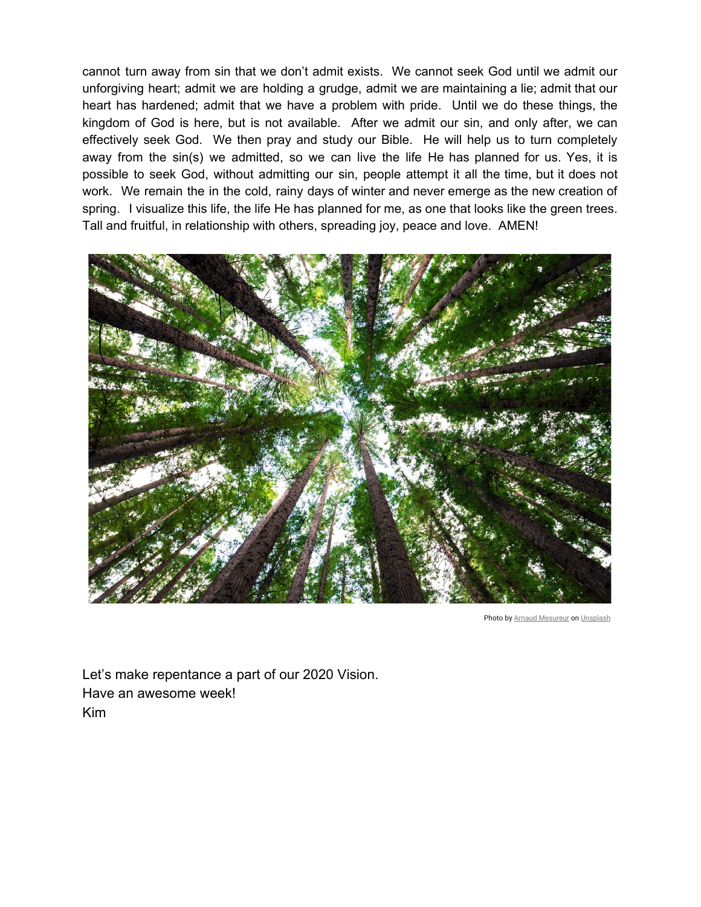cannot turn away from sin that we don't admit exists. We cannot seek God until we admit our unforgiving heart; admit we are holding a grudge, admit we are maintaining a lie; admit that our heart has hardened; admit that we have a problem with pride. Until we do these things, the kingdom of God is here, but is not available. After we admit our sin, and only after, we can effectively seek God. We then pray and study our Bible. He will help us to turn completely away from the sin(s) we admitted, so we can live the life He has planned for us. Yes, it is possible to seek God, without admitting our sin, people attempt it all the time, but it does not work. We remain the in the cold, rainy days of winter and never emerge as the new creation of spring. I visualize this life, the life He has planned for me, as one that looks like the green trees. Tall and fruitful, in relationship with others, spreading joy, peace and love. AMEN!

Photo by Arnaud Mesureur on Unsplash

Let's make repentance a part of our 2020 Vision.
Have an awesome week!
Kim